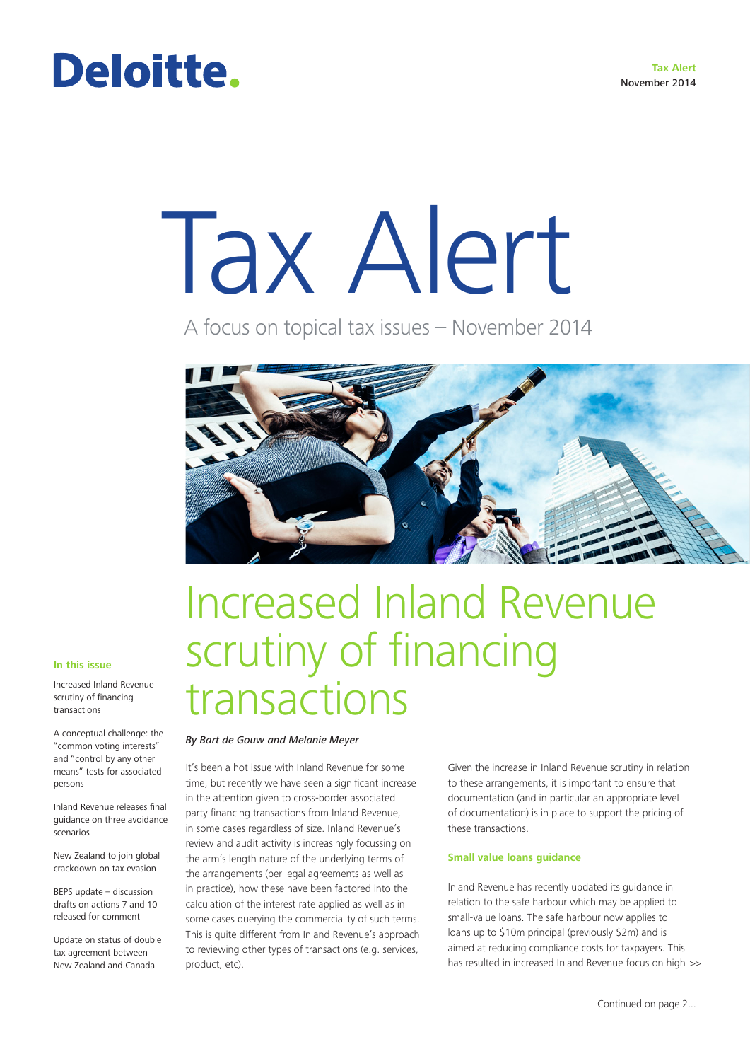Deloitte.

**Tax Alert**
November 2014

# Tax Alert

A focus on topical tax issues – November 2014

## Increased Inland Revenue scrutiny of financing transactions

**In this issue**

Increased Inland Revenue scrutiny of financing transactions

A conceptual challenge: the "common voting interests" and "control by any other means" tests for associated persons

Inland Revenue releases final guidance on three avoidance scenarios

New Zealand to join global crackdown on tax evasion

BEPS update – discussion drafts on actions 7 and 10 released for comment

Update on status of double tax agreement between New Zealand and Canada

*By Bart de Gouw and Melanie Meyer*

It's been a hot issue with Inland Revenue for some time, but recently we have seen a significant increase in the attention given to cross-border associated party financing transactions from Inland Revenue, in some cases regardless of size. Inland Revenue's review and audit activity is increasingly focussing on the arm's length nature of the underlying terms of the arrangements (per legal agreements as well as in practice), how these have been factored into the calculation of the interest rate applied as well as in some cases querying the commerciality of such terms. This is quite different from Inland Revenue's approach to reviewing other types of transactions (e.g. services, product, etc).

Given the increase in Inland Revenue scrutiny in relation to these arrangements, it is important to ensure that documentation (and in particular an appropriate level of documentation) is in place to support the pricing of these transactions.

### Small value loans guidance

Inland Revenue has recently updated its guidance in relation to the safe harbour which may be applied to small-value loans. The safe harbour now applies to loans up to $10m principal (previously $2m) and is aimed at reducing compliance costs for taxpayers. This has resulted in increased Inland Revenue focus on high >>

Continued on page 2...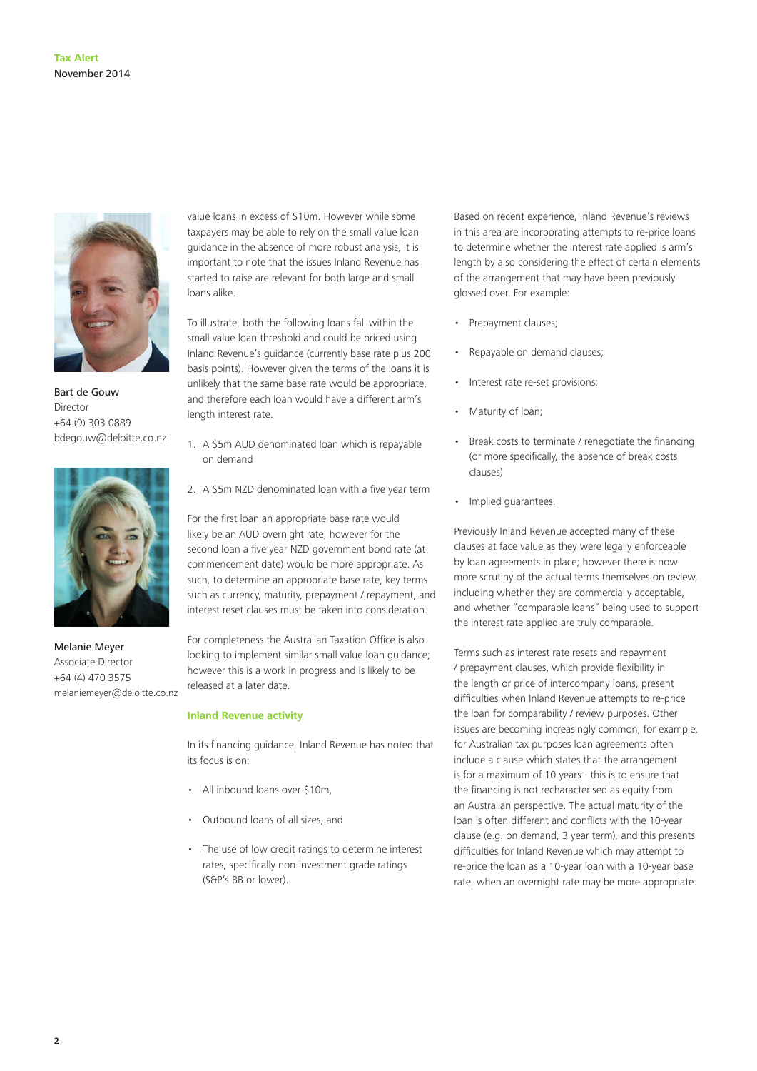Bart de Gouw
Director
+64 (9) 303 0889
bdegouw@deloitte.co.nz

Melanie Meyer
Associate Director
+64 (4) 470 3575
melaniemeyer@deloitte.co.nz

value loans in excess of $10m. However while some taxpayers may be able to rely on the small value loan guidance in the absence of more robust analysis, it is important to note that the issues Inland Revenue has started to raise are relevant for both large and small loans alike.

To illustrate, both the following loans fall within the small value loan threshold and could be priced using Inland Revenue's guidance (currently base rate plus 200 basis points). However given the terms of the loans it is unlikely that the same base rate would be appropriate, and therefore each loan would have a different arm's length interest rate.

1. A $5m AUD denominated loan which is repayable on demand
2. A $5m NZD denominated loan with a five year term

For the first loan an appropriate base rate would likely be an AUD overnight rate, however for the second loan a five year NZD government bond rate (at commencement date) would be more appropriate. As such, to determine an appropriate base rate, key terms such as currency, maturity, prepayment / repayment, and interest reset clauses must be taken into consideration.

For completeness the Australian Taxation Office is also looking to implement similar small value loan guidance; however this is a work in progress and is likely to be released at a later date.

### Inland Revenue activity

In its financing guidance, Inland Revenue has noted that its focus is on:

- All inbound loans over $10m,
- Outbound loans of all sizes; and
- The use of low credit ratings to determine interest rates, specifically non-investment grade ratings (S&P's BB or lower).

Based on recent experience, Inland Revenue's reviews in this area are incorporating attempts to re-price loans to determine whether the interest rate applied is arm's length by also considering the effect of certain elements of the arrangement that may have been previously glossed over. For example:

- Prepayment clauses;
- Repayable on demand clauses;
- Interest rate re-set provisions;
- Maturity of loan;
- Break costs to terminate / renegotiate the financing (or more specifically, the absence of break costs clauses)
- Implied guarantees.

Previously Inland Revenue accepted many of these clauses at face value as they were legally enforceable by loan agreements in place; however there is now more scrutiny of the actual terms themselves on review, including whether they are commercially acceptable, and whether "comparable loans" being used to support the interest rate applied are truly comparable.

Terms such as interest rate resets and repayment / prepayment clauses, which provide flexibility in the length or price of intercompany loans, present difficulties when Inland Revenue attempts to re-price the loan for comparability / review purposes. Other issues are becoming increasingly common, for example, for Australian tax purposes loan agreements often include a clause which states that the arrangement is for a maximum of 10 years - this is to ensure that the financing is not recharacterised as equity from an Australian perspective. The actual maturity of the loan is often different and conflicts with the 10-year clause (e.g. on demand, 3 year term), and this presents difficulties for Inland Revenue which may attempt to re-price the loan as a 10-year loan with a 10-year base rate, when an overnight rate may be more appropriate.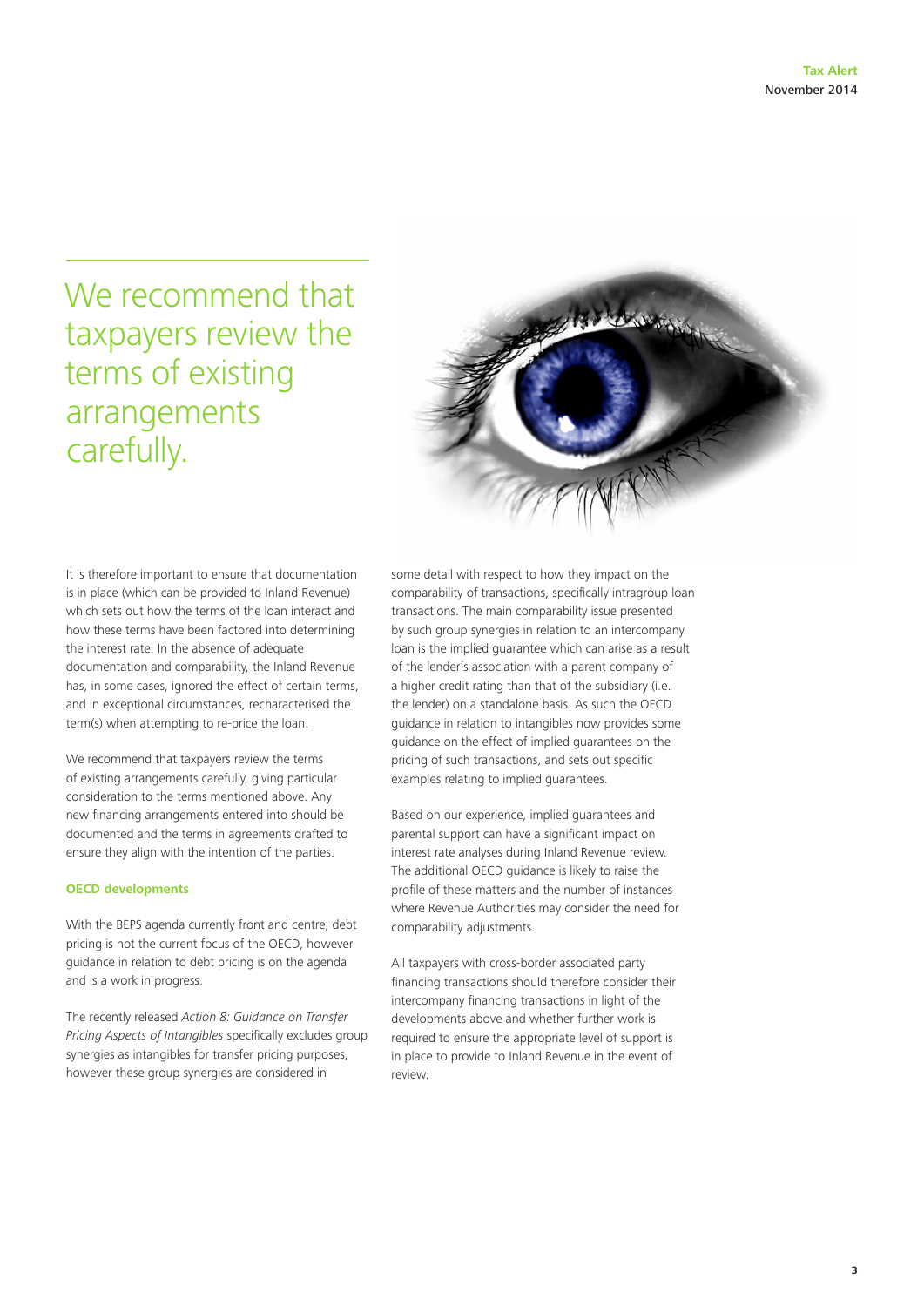> We recommend that taxpayers review the terms of existing arrangements carefully.

It is therefore important to ensure that documentation is in place (which can be provided to Inland Revenue) which sets out how the terms of the loan interact and how these terms have been factored into determining the interest rate. In the absence of adequate documentation and comparability, the Inland Revenue has, in some cases, ignored the effect of certain terms, and in exceptional circumstances, recharacterised the term(s) when attempting to re-price the loan.

We recommend that taxpayers review the terms of existing arrangements carefully, giving particular consideration to the terms mentioned above. Any new financing arrangements entered into should be documented and the terms in agreements drafted to ensure they align with the intention of the parties.

### OECD developments

With the BEPS agenda currently front and centre, debt pricing is not the current focus of the OECD, however guidance in relation to debt pricing is on the agenda and is a work in progress.

The recently released *Action 8: Guidance on Transfer Pricing Aspects of Intangibles* specifically excludes group synergies as intangibles for transfer pricing purposes, however these group synergies are considered in some detail with respect to how they impact on the comparability of transactions, specifically intragroup loan transactions. The main comparability issue presented by such group synergies in relation to an intercompany loan is the implied guarantee which can arise as a result of the lender's association with a parent company of a higher credit rating than that of the subsidiary (i.e. the lender) on a standalone basis. As such the OECD guidance in relation to intangibles now provides some guidance on the effect of implied guarantees on the pricing of such transactions, and sets out specific examples relating to implied guarantees.

Based on our experience, implied guarantees and parental support can have a significant impact on interest rate analyses during Inland Revenue review. The additional OECD guidance is likely to raise the profile of these matters and the number of instances where Revenue Authorities may consider the need for comparability adjustments.

All taxpayers with cross-border associated party financing transactions should therefore consider their intercompany financing transactions in light of the developments above and whether further work is required to ensure the appropriate level of support is in place to provide to Inland Revenue in the event of review.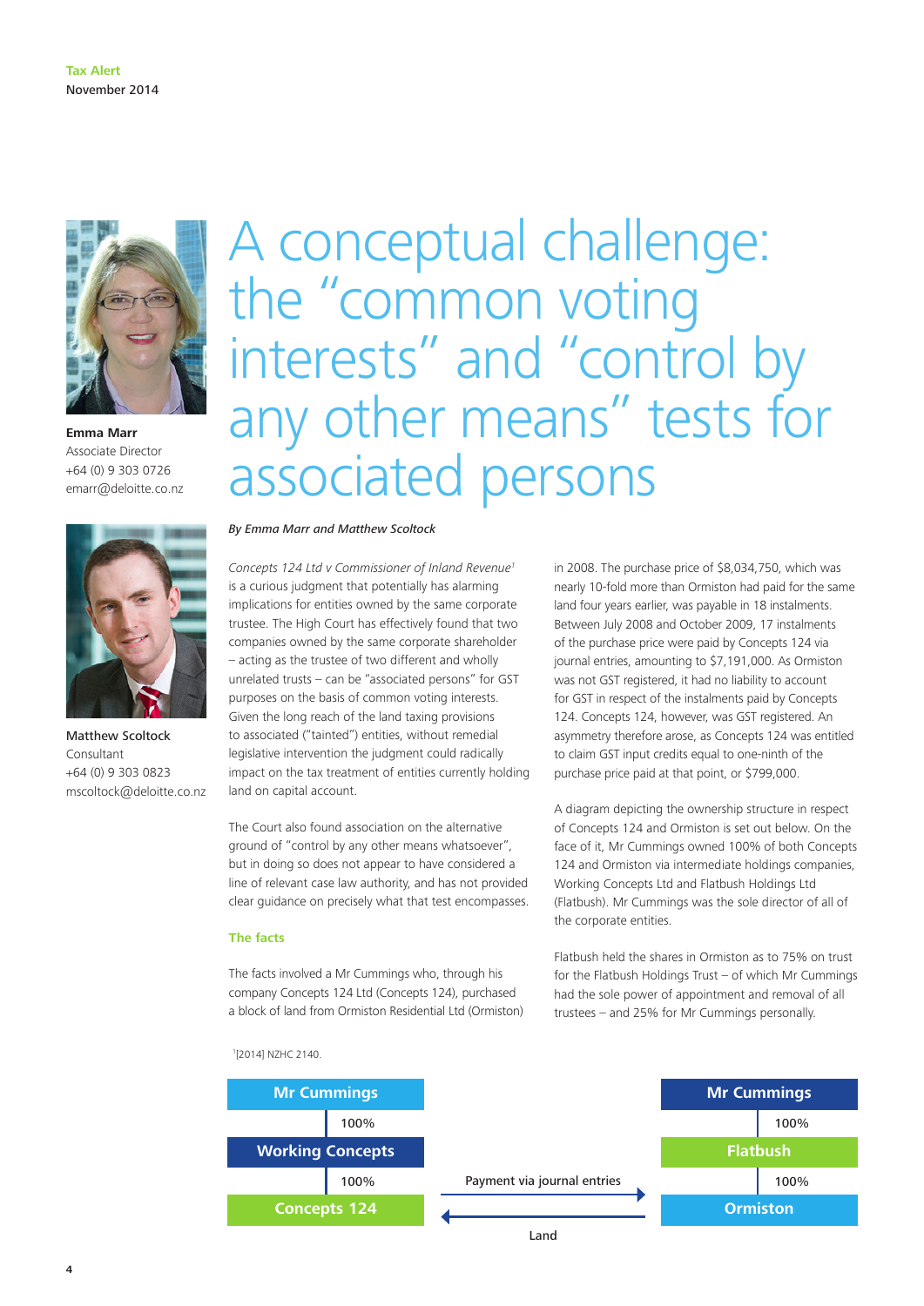Tax Alert
November 2014

**Emma Marr**
Associate Director
+64 (0) 9 303 0726
emarr@deloitte.co.nz

**Matthew Scoltock**
Consultant
+64 (0) 9 303 0823
mscoltock@deloitte.co.nz

# A conceptual challenge: the "common voting interests" and "control by any other means" tests for associated persons

*By Emma Marr and Matthew Scoltock*

*Concepts 124 Ltd v Commissioner of Inland Revenue*[1] is a curious judgment that potentially has alarming implications for entities owned by the same corporate trustee. The High Court has effectively found that two companies owned by the same corporate shareholder – acting as the trustee of two different and wholly unrelated trusts – can be "associated persons" for GST purposes on the basis of common voting interests. Given the long reach of the land taxing provisions to associated ("tainted") entities, without remedial legislative intervention the judgment could radically impact on the tax treatment of entities currently holding land on capital account.

The Court also found association on the alternative ground of "control by any other means whatsoever", but in doing so does not appear to have considered a line of relevant case law authority, and has not provided clear guidance on precisely what that test encompasses.

## The facts

The facts involved a Mr Cummings who, through his company Concepts 124 Ltd (Concepts 124), purchased a block of land from Ormiston Residential Ltd (Ormiston) in 2008. The purchase price of $8,034,750, which was nearly 10-fold more than Ormiston had paid for the same land four years earlier, was payable in 18 instalments. Between July 2008 and October 2009, 17 instalments of the purchase price were paid by Concepts 124 via journal entries, amounting to $7,191,000. As Ormiston was not GST registered, it had no liability to account for GST in respect of the instalments paid by Concepts 124. Concepts 124, however, was GST registered. An asymmetry therefore arose, as Concepts 124 was entitled to claim GST input credits equal to one-ninth of the purchase price paid at that point, or $799,000.

A diagram depicting the ownership structure in respect of Concepts 124 and Ormiston is set out below. On the face of it, Mr Cummings owned 100% of both Concepts 124 and Ormiston via intermediate holdings companies, Working Concepts Ltd and Flatbush Holdings Ltd (Flatbush). Mr Cummings was the sole director of all of the corporate entities.

Flatbush held the shares in Ormiston as to 75% on trust for the Flatbush Holdings Trust – of which Mr Cummings had the sole power of appointment and removal of all trustees – and 25% for Mr Cummings personally.

[1] [2014] NZHC 2140.

Mr Cummings
100%
Working Concepts
100%
Concepts 124

Payment via journal entries →
← Land

Mr Cummings
100%
Flatbush
100%
Ormiston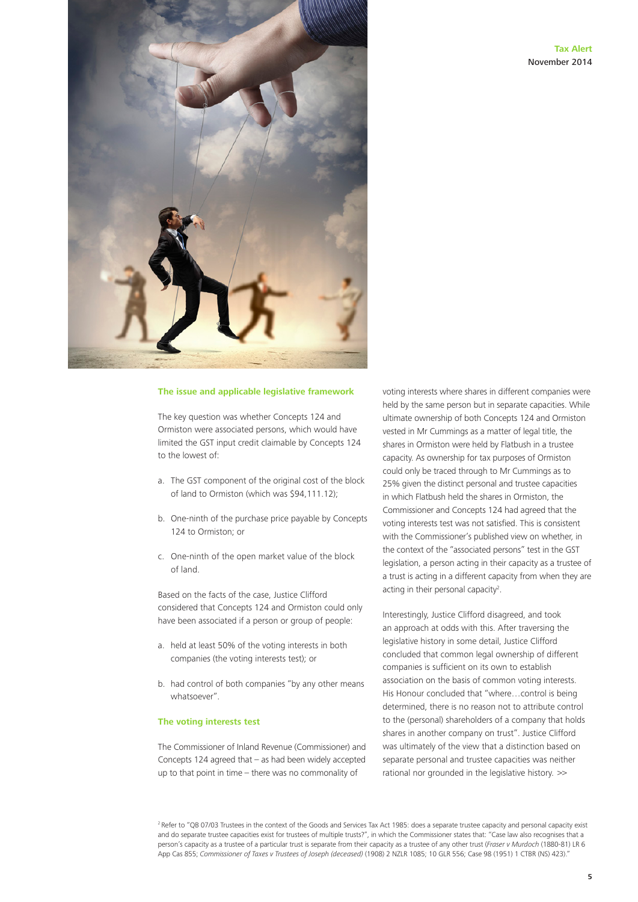## The issue and applicable legislative framework

The key question was whether Concepts 124 and Ormiston were associated persons, which would have limited the GST input credit claimable by Concepts 124 to the lowest of:

a. The GST component of the original cost of the block of land to Ormiston (which was $94,111.12);

b. One-ninth of the purchase price payable by Concepts 124 to Ormiston; or

c. One-ninth of the open market value of the block of land.

Based on the facts of the case, Justice Clifford considered that Concepts 124 and Ormiston could only have been associated if a person or group of people:

a. held at least 50% of the voting interests in both companies (the voting interests test); or

b. had control of both companies "by any other means whatsoever".

## The voting interests test

The Commissioner of Inland Revenue (Commissioner) and Concepts 124 agreed that – as had been widely accepted up to that point in time – there was no commonality of voting interests where shares in different companies were held by the same person but in separate capacities. While ultimate ownership of both Concepts 124 and Ormiston vested in Mr Cummings as a matter of legal title, the shares in Ormiston were held by Flatbush in a trustee capacity. As ownership for tax purposes of Ormiston could only be traced through to Mr Cummings as to 25% given the distinct personal and trustee capacities in which Flatbush held the shares in Ormiston, the Commissioner and Concepts 124 had agreed that the voting interests test was not satisfied. This is consistent with the Commissioner's published view on whether, in the context of the "associated persons" test in the GST legislation, a person acting in their capacity as a trustee of a trust is acting in a different capacity from when they are acting in their personal capacity[2].

Interestingly, Justice Clifford disagreed, and took an approach at odds with this. After traversing the legislative history in some detail, Justice Clifford concluded that common legal ownership of different companies is sufficient on its own to establish association on the basis of common voting interests. His Honour concluded that "where…control is being determined, there is no reason not to attribute control to the (personal) shareholders of a company that holds shares in another company on trust". Justice Clifford was ultimately of the view that a distinction based on separate personal and trustee capacities was neither rational nor grounded in the legislative history. >>

[2] Refer to "QB 07/03 Trustees in the context of the Goods and Services Tax Act 1985: does a separate trustee capacity and personal capacity exist and do separate trustee capacities exist for trustees of multiple trusts?", in which the Commissioner states that: "Case law also recognises that a person's capacity as a trustee of a particular trust is separate from their capacity as a trustee of any other trust (*Fraser v Murdoch* (1880-81) LR 6 App Cas 855; *Commissioner of Taxes v Trustees of Joseph (deceased)* (1908) 2 NZLR 1085; 10 GLR 556; Case 98 (1951) 1 CTBR (NS) 423)."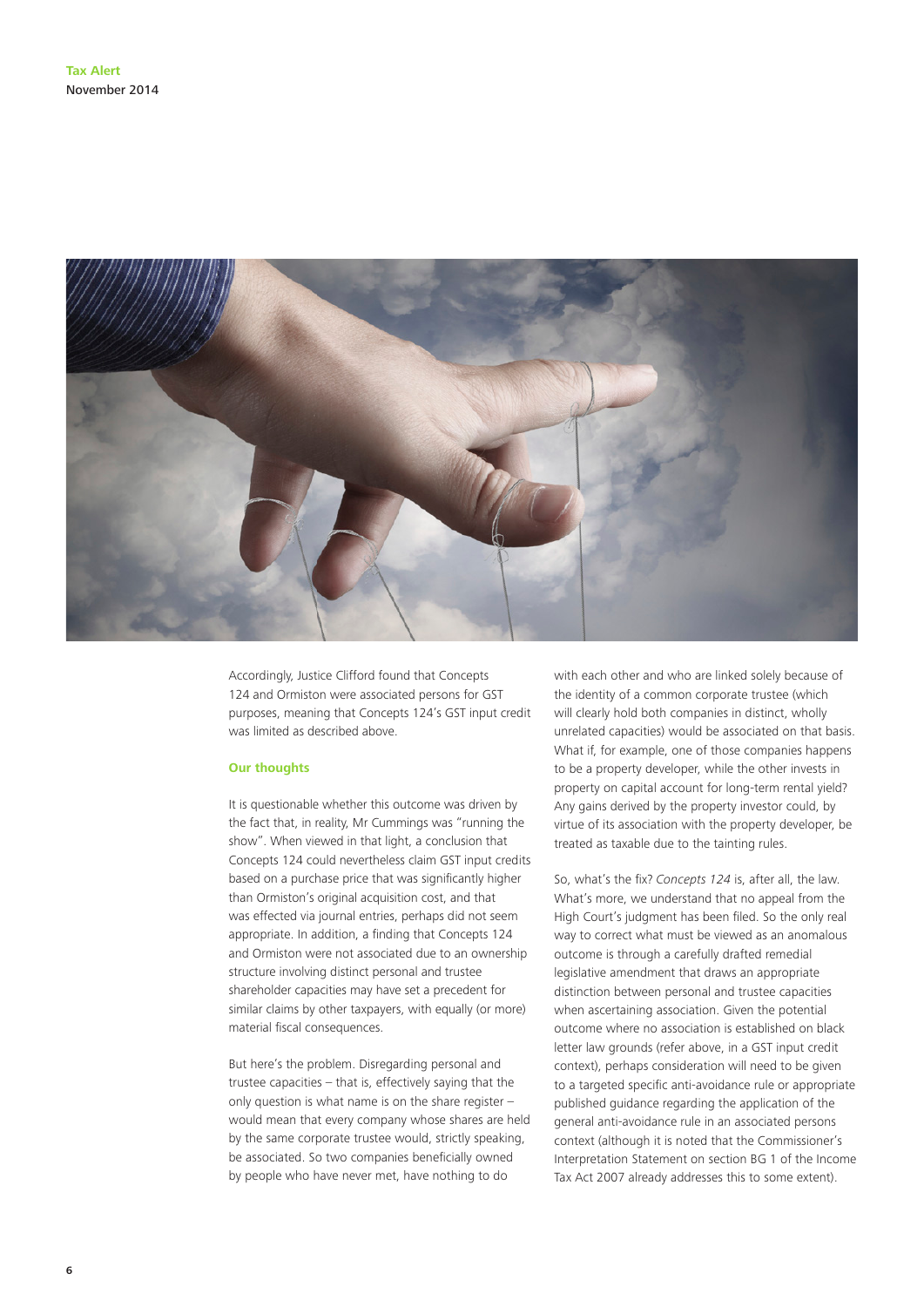Accordingly, Justice Clifford found that Concepts 124 and Ormiston were associated persons for GST purposes, meaning that Concepts 124's GST input credit was limited as described above.

**Our thoughts**

It is questionable whether this outcome was driven by the fact that, in reality, Mr Cummings was "running the show". When viewed in that light, a conclusion that Concepts 124 could nevertheless claim GST input credits based on a purchase price that was significantly higher than Ormiston's original acquisition cost, and that was effected via journal entries, perhaps did not seem appropriate. In addition, a finding that Concepts 124 and Ormiston were not associated due to an ownership structure involving distinct personal and trustee shareholder capacities may have set a precedent for similar claims by other taxpayers, with equally (or more) material fiscal consequences.

But here's the problem. Disregarding personal and trustee capacities – that is, effectively saying that the only question is what name is on the share register – would mean that every company whose shares are held by the same corporate trustee would, strictly speaking, be associated. So two companies beneficially owned by people who have never met, have nothing to do with each other and who are linked solely because of the identity of a common corporate trustee (which will clearly hold both companies in distinct, wholly unrelated capacities) would be associated on that basis. What if, for example, one of those companies happens to be a property developer, while the other invests in property on capital account for long-term rental yield? Any gains derived by the property investor could, by virtue of its association with the property developer, be treated as taxable due to the tainting rules.

So, what's the fix? *Concepts 124* is, after all, the law. What's more, we understand that no appeal from the High Court's judgment has been filed. So the only real way to correct what must be viewed as an anomalous outcome is through a carefully drafted remedial legislative amendment that draws an appropriate distinction between personal and trustee capacities when ascertaining association. Given the potential outcome where no association is established on black letter law grounds (refer above, in a GST input credit context), perhaps consideration will need to be given to a targeted specific anti-avoidance rule or appropriate published guidance regarding the application of the general anti-avoidance rule in an associated persons context (although it is noted that the Commissioner's Interpretation Statement on section BG 1 of the Income Tax Act 2007 already addresses this to some extent).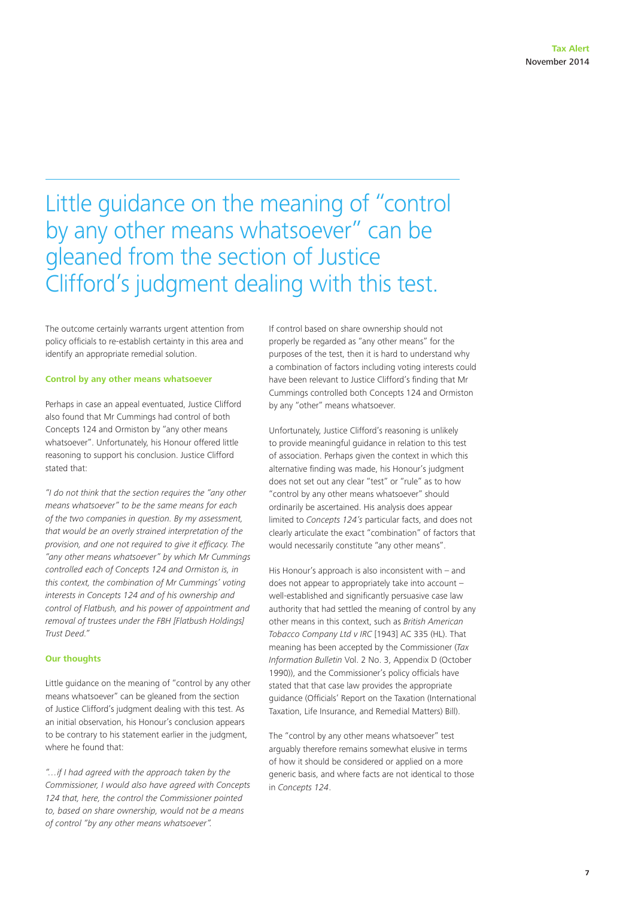Little guidance on the meaning of "control by any other means whatsoever" can be gleaned from the section of Justice Clifford's judgment dealing with this test.

The outcome certainly warrants urgent attention from policy officials to re-establish certainty in this area and identify an appropriate remedial solution.

### Control by any other means whatsoever

Perhaps in case an appeal eventuated, Justice Clifford also found that Mr Cummings had control of both Concepts 124 and Ormiston by "any other means whatsoever". Unfortunately, his Honour offered little reasoning to support his conclusion. Justice Clifford stated that:

*"I do not think that the section requires the "any other means whatsoever" to be the same means for each of the two companies in question. By my assessment, that would be an overly strained interpretation of the provision, and one not required to give it efficacy. The "any other means whatsoever" by which Mr Cummings controlled each of Concepts 124 and Ormiston is, in this context, the combination of Mr Cummings' voting interests in Concepts 124 and of his ownership and control of Flatbush, and his power of appointment and removal of trustees under the FBH [Flatbush Holdings] Trust Deed."*

### Our thoughts

Little guidance on the meaning of "control by any other means whatsoever" can be gleaned from the section of Justice Clifford's judgment dealing with this test. As an initial observation, his Honour's conclusion appears to be contrary to his statement earlier in the judgment, where he found that:

*"…if I had agreed with the approach taken by the Commissioner, I would also have agreed with Concepts 124 that, here, the control the Commissioner pointed to, based on share ownership, would not be a means of control "by any other means whatsoever".*

If control based on share ownership should not properly be regarded as "any other means" for the purposes of the test, then it is hard to understand why a combination of factors including voting interests could have been relevant to Justice Clifford's finding that Mr Cummings controlled both Concepts 124 and Ormiston by any "other" means whatsoever.

Unfortunately, Justice Clifford's reasoning is unlikely to provide meaningful guidance in relation to this test of association. Perhaps given the context in which this alternative finding was made, his Honour's judgment does not set out any clear "test" or "rule" as to how "control by any other means whatsoever" should ordinarily be ascertained. His analysis does appear limited to *Concepts 124's* particular facts, and does not clearly articulate the exact "combination" of factors that would necessarily constitute "any other means".

His Honour's approach is also inconsistent with – and does not appear to appropriately take into account – well-established and significantly persuasive case law authority that had settled the meaning of control by any other means in this context, such as *British American Tobacco Company Ltd v IRC* [1943] AC 335 (HL). That meaning has been accepted by the Commissioner (*Tax Information Bulletin* Vol. 2 No. 3, Appendix D (October 1990)), and the Commissioner's policy officials have stated that that case law provides the appropriate guidance (Officials' Report on the Taxation (International Taxation, Life Insurance, and Remedial Matters) Bill).

The "control by any other means whatsoever" test arguably therefore remains somewhat elusive in terms of how it should be considered or applied on a more generic basis, and where facts are not identical to those in *Concepts 124*.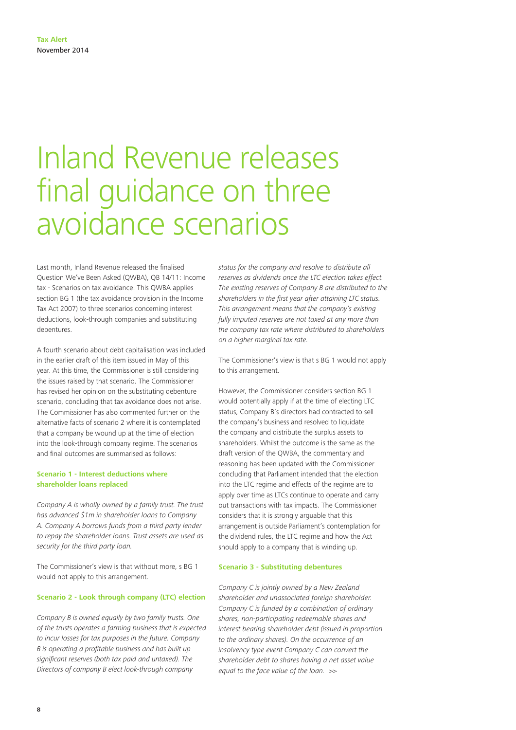**Tax Alert**
November 2014

# Inland Revenue releases final guidance on three avoidance scenarios

Last month, Inland Revenue released the finalised Question We've Been Asked (QWBA), QB 14/11: Income tax - Scenarios on tax avoidance. This QWBA applies section BG 1 (the tax avoidance provision in the Income Tax Act 2007) to three scenarios concerning interest deductions, look-through companies and substituting debentures.

A fourth scenario about debt capitalisation was included in the earlier draft of this item issued in May of this year. At this time, the Commissioner is still considering the issues raised by that scenario. The Commissioner has revised her opinion on the substituting debenture scenario, concluding that tax avoidance does not arise. The Commissioner has also commented further on the alternative facts of scenario 2 where it is contemplated that a company be wound up at the time of election into the look-through company regime. The scenarios and final outcomes are summarised as follows:

### Scenario 1 - Interest deductions where shareholder loans replaced

*Company A is wholly owned by a family trust. The trust has advanced $1m in shareholder loans to Company A. Company A borrows funds from a third party lender to repay the shareholder loans. Trust assets are used as security for the third party loan.*

The Commissioner's view is that without more, s BG 1 would not apply to this arrangement.

### Scenario 2 - Look through company (LTC) election

*Company B is owned equally by two family trusts. One of the trusts operates a farming business that is expected to incur losses for tax purposes in the future. Company B is operating a profitable business and has built up significant reserves (both tax paid and untaxed). The Directors of company B elect look-through company status for the company and resolve to distribute all reserves as dividends once the LTC election takes effect. The existing reserves of Company B are distributed to the shareholders in the first year after attaining LTC status. This arrangement means that the company's existing fully imputed reserves are not taxed at any more than the company tax rate where distributed to shareholders on a higher marginal tax rate.*

The Commissioner's view is that s BG 1 would not apply to this arrangement.

However, the Commissioner considers section BG 1 would potentially apply if at the time of electing LTC status, Company B's directors had contracted to sell the company's business and resolved to liquidate the company and distribute the surplus assets to shareholders. Whilst the outcome is the same as the draft version of the QWBA, the commentary and reasoning has been updated with the Commissioner concluding that Parliament intended that the election into the LTC regime and effects of the regime are to apply over time as LTCs continue to operate and carry out transactions with tax impacts. The Commissioner considers that it is strongly arguable that this arrangement is outside Parliament's contemplation for the dividend rules, the LTC regime and how the Act should apply to a company that is winding up.

### Scenario 3 - Substituting debentures

*Company C is jointly owned by a New Zealand shareholder and unassociated foreign shareholder. Company C is funded by a combination of ordinary shares, non-participating redeemable shares and interest bearing shareholder debt (issued in proportion to the ordinary shares). On the occurrence of an insolvency type event Company C can convert the shareholder debt to shares having a net asset value equal to the face value of the loan.* >>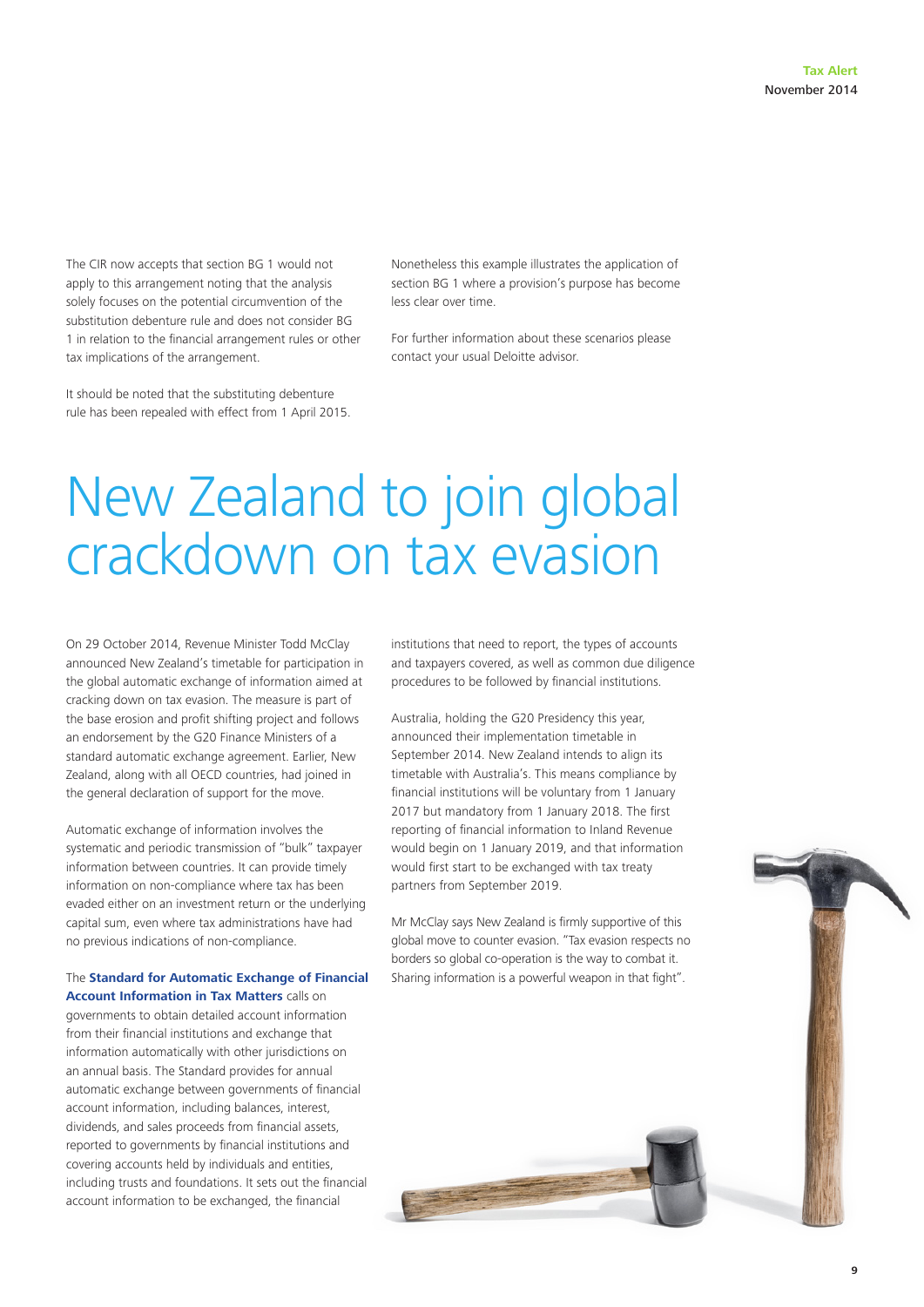The CIR now accepts that section BG 1 would not apply to this arrangement noting that the analysis solely focuses on the potential circumvention of the substitution debenture rule and does not consider BG 1 in relation to the financial arrangement rules or other tax implications of the arrangement.

It should be noted that the substituting debenture rule has been repealed with effect from 1 April 2015.

Nonetheless this example illustrates the application of section BG 1 where a provision's purpose has become less clear over time.

For further information about these scenarios please contact your usual Deloitte advisor.

# New Zealand to join global crackdown on tax evasion

On 29 October 2014, Revenue Minister Todd McClay announced New Zealand's timetable for participation in the global automatic exchange of information aimed at cracking down on tax evasion. The measure is part of the base erosion and profit shifting project and follows an endorsement by the G20 Finance Ministers of a standard automatic exchange agreement. Earlier, New Zealand, along with all OECD countries, had joined in the general declaration of support for the move.

Automatic exchange of information involves the systematic and periodic transmission of "bulk" taxpayer information between countries. It can provide timely information on non-compliance where tax has been evaded either on an investment return or the underlying capital sum, even where tax administrations have had no previous indications of non-compliance.

The **Standard for Automatic Exchange of Financial Account Information in Tax Matters** calls on governments to obtain detailed account information from their financial institutions and exchange that information automatically with other jurisdictions on an annual basis. The Standard provides for annual automatic exchange between governments of financial account information, including balances, interest, dividends, and sales proceeds from financial assets, reported to governments by financial institutions and covering accounts held by individuals and entities, including trusts and foundations. It sets out the financial account information to be exchanged, the financial institutions that need to report, the types of accounts and taxpayers covered, as well as common due diligence procedures to be followed by financial institutions.

Australia, holding the G20 Presidency this year, announced their implementation timetable in September 2014. New Zealand intends to align its timetable with Australia's. This means compliance by financial institutions will be voluntary from 1 January 2017 but mandatory from 1 January 2018. The first reporting of financial information to Inland Revenue would begin on 1 January 2019, and that information would first start to be exchanged with tax treaty partners from September 2019.

Mr McClay says New Zealand is firmly supportive of this global move to counter evasion. "Tax evasion respects no borders so global co-operation is the way to combat it. Sharing information is a powerful weapon in that fight".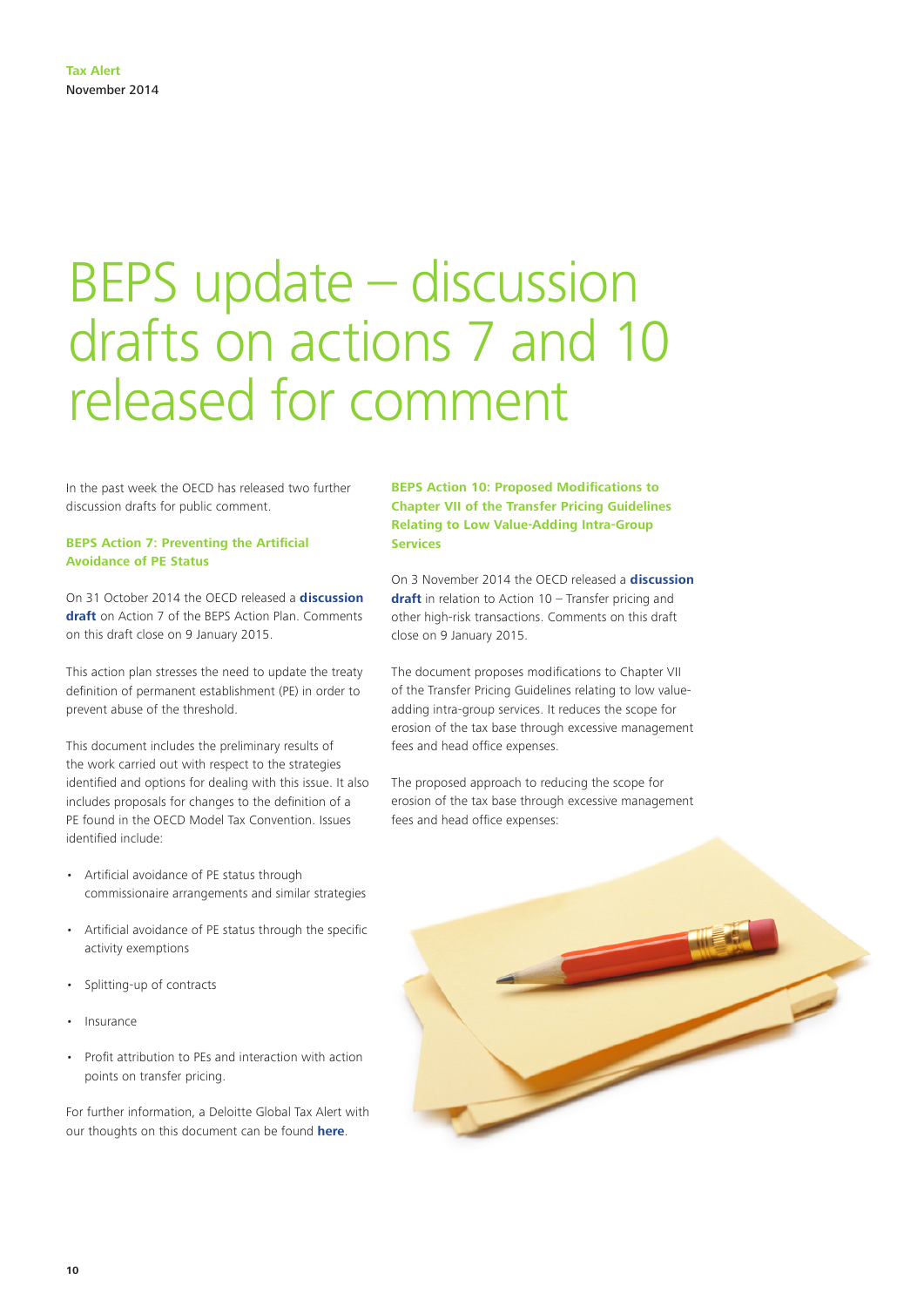Tax Alert
November 2014

# BEPS update – discussion drafts on actions 7 and 10 released for comment

In the past week the OECD has released two further discussion drafts for public comment.

### BEPS Action 7: Preventing the Artificial Avoidance of PE Status

On 31 October 2014 the OECD released a **discussion draft** on Action 7 of the BEPS Action Plan. Comments on this draft close on 9 January 2015.

This action plan stresses the need to update the treaty definition of permanent establishment (PE) in order to prevent abuse of the threshold.

This document includes the preliminary results of the work carried out with respect to the strategies identified and options for dealing with this issue. It also includes proposals for changes to the definition of a PE found in the OECD Model Tax Convention. Issues identified include:

- Artificial avoidance of PE status through commissionaire arrangements and similar strategies
- Artificial avoidance of PE status through the specific activity exemptions
- Splitting-up of contracts
- Insurance
- Profit attribution to PEs and interaction with action points on transfer pricing.

For further information, a Deloitte Global Tax Alert with our thoughts on this document can be found **here**.

### BEPS Action 10: Proposed Modifications to Chapter VII of the Transfer Pricing Guidelines Relating to Low Value-Adding Intra-Group Services

On 3 November 2014 the OECD released a **discussion draft** in relation to Action 10 – Transfer pricing and other high-risk transactions. Comments on this draft close on 9 January 2015.

The document proposes modifications to Chapter VII of the Transfer Pricing Guidelines relating to low value-adding intra-group services. It reduces the scope for erosion of the tax base through excessive management fees and head office expenses.

The proposed approach to reducing the scope for erosion of the tax base through excessive management fees and head office expenses: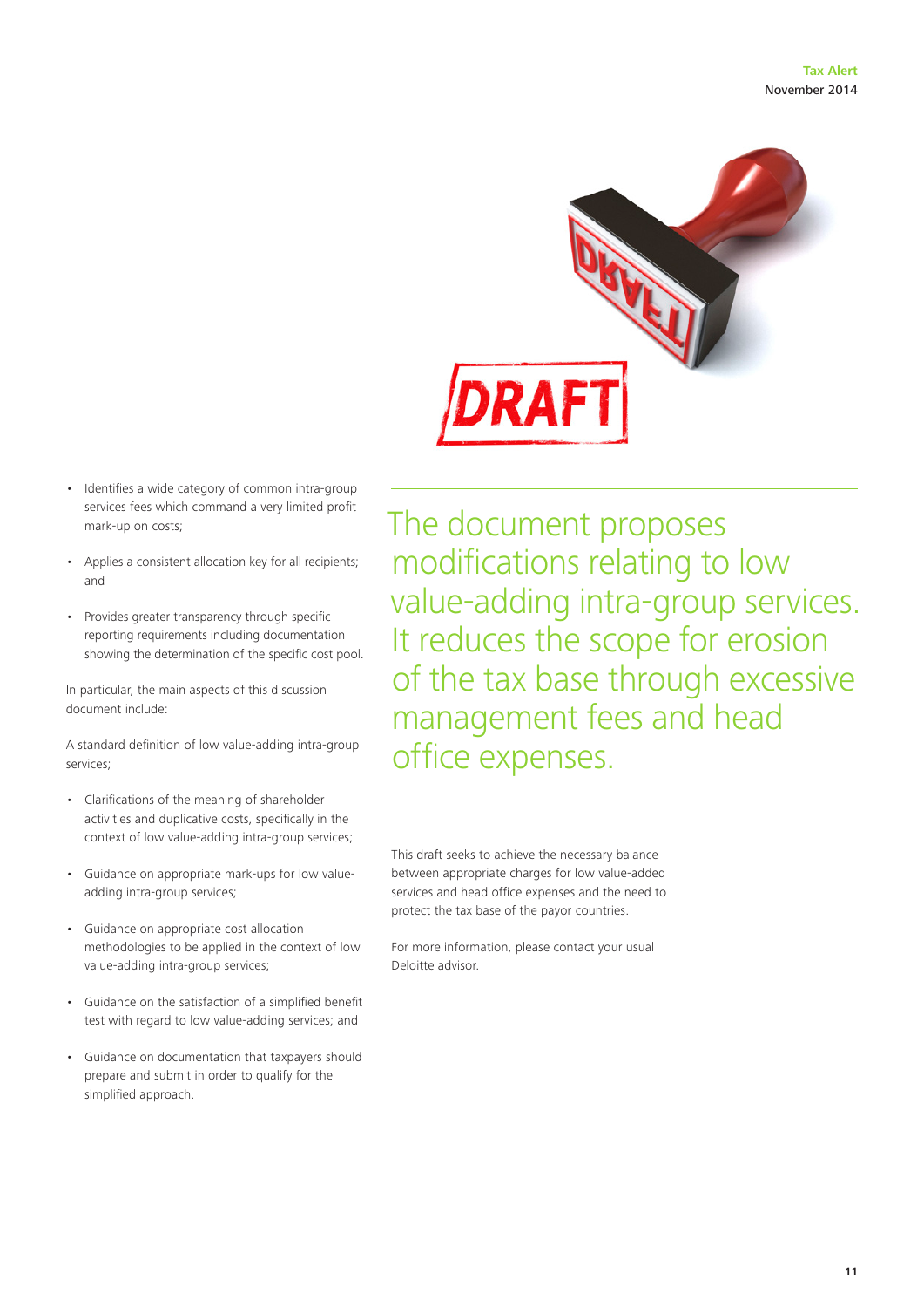- Identifies a wide category of common intra-group services fees which command a very limited profit mark-up on costs;
- Applies a consistent allocation key for all recipients; and
- Provides greater transparency through specific reporting requirements including documentation showing the determination of the specific cost pool.

In particular, the main aspects of this discussion document include:

A standard definition of low value-adding intra-group services;

- Clarifications of the meaning of shareholder activities and duplicative costs, specifically in the context of low value-adding intra-group services;
- Guidance on appropriate mark-ups for low value-adding intra-group services;
- Guidance on appropriate cost allocation methodologies to be applied in the context of low value-adding intra-group services;
- Guidance on the satisfaction of a simplified benefit test with regard to low value-adding services; and
- Guidance on documentation that taxpayers should prepare and submit in order to qualify for the simplified approach.

## The document proposes modifications relating to low value-adding intra-group services. It reduces the scope for erosion of the tax base through excessive management fees and head office expenses.

This draft seeks to achieve the necessary balance between appropriate charges for low value-added services and head office expenses and the need to protect the tax base of the payor countries.

For more information, please contact your usual Deloitte advisor.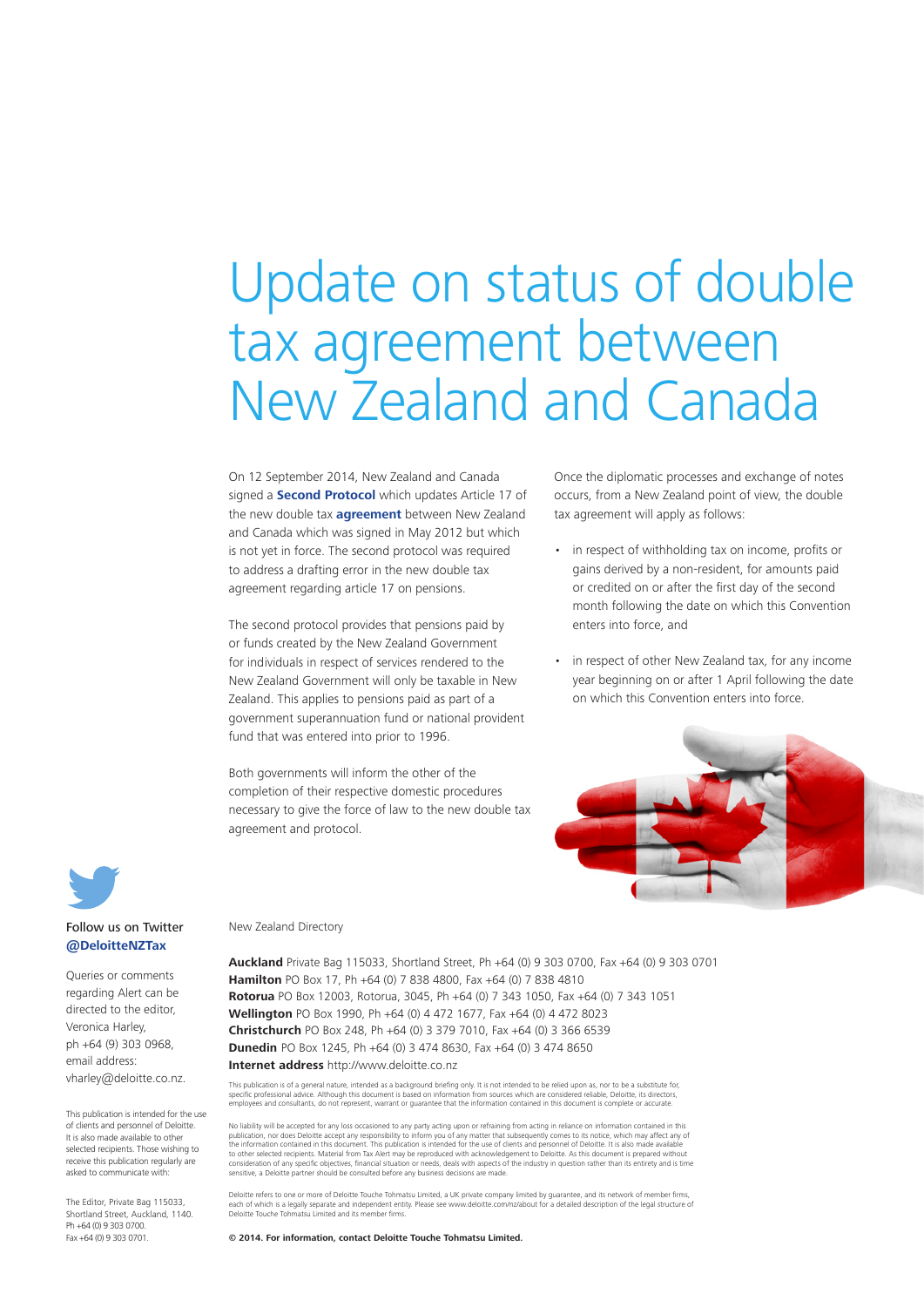# Update on status of double tax agreement between New Zealand and Canada

On 12 September 2014, New Zealand and Canada signed a **Second Protocol** which updates Article 17 of the new double tax **agreement** between New Zealand and Canada which was signed in May 2012 but which is not yet in force. The second protocol was required to address a drafting error in the new double tax agreement regarding article 17 on pensions.

The second protocol provides that pensions paid by or funds created by the New Zealand Government for individuals in respect of services rendered to the New Zealand Government will only be taxable in New Zealand. This applies to pensions paid as part of a government superannuation fund or national provident fund that was entered into prior to 1996.

Both governments will inform the other of the completion of their respective domestic procedures necessary to give the force of law to the new double tax agreement and protocol.

Once the diplomatic processes and exchange of notes occurs, from a New Zealand point of view, the double tax agreement will apply as follows:

- in respect of withholding tax on income, profits or gains derived by a non-resident, for amounts paid or credited on or after the first day of the second month following the date on which this Convention enters into force, and
- in respect of other New Zealand tax, for any income year beginning on or after 1 April following the date on which this Convention enters into force.

Follow us on Twitter **@DeloitteNZTax**

Queries or comments regarding Alert can be directed to the editor, Veronica Harley, ph +64 (9) 303 0968, email address: vharley@deloitte.co.nz.

This publication is intended for the use of clients and personnel of Deloitte. It is also made available to other selected recipients. Those wishing to receive this publication regularly are asked to communicate with:

The Editor, Private Bag 115033, Shortland Street, Auckland, 1140. Ph +64 (0) 9 303 0700. Fax +64 (0) 9 303 0701.

New Zealand Directory

**Auckland** Private Bag 115033, Shortland Street, Ph +64 (0) 9 303 0700, Fax +64 (0) 9 303 0701
**Hamilton** PO Box 17, Ph +64 (0) 7 838 4800, Fax +64 (0) 7 838 4810
**Rotorua** PO Box 12003, Rotorua, 3045, Ph +64 (0) 7 343 1050, Fax +64 (0) 7 343 1051
**Wellington** PO Box 1990, Ph +64 (0) 4 472 1677, Fax +64 (0) 4 472 8023
**Christchurch** PO Box 248, Ph +64 (0) 3 379 7010, Fax +64 (0) 3 366 6539
**Dunedin** PO Box 1245, Ph +64 (0) 3 474 8630, Fax +64 (0) 3 474 8650
**Internet address** http://www.deloitte.co.nz

This publication is of a general nature, intended as a background briefing only. It is not intended to be relied upon as, nor to be a substitute for, specific professional advice. Although this document is based on information from sources which are considered reliable, Deloitte, its directors, employees and consultants, do not represent, warrant or guarantee that the information contained in this document is complete or accurate.

No liability will be accepted for any loss occasioned to any party acting upon or refraining from acting in reliance on information contained in this publication, nor does Deloitte accept any responsibility to inform you of any matter that subsequently comes to its notice, which may affect any of the information contained in this document. This publication is intended for the use of clients and personnel of Deloitte. It is also made available to other selected recipients. Material from Tax Alert may be reproduced with acknowledgement to Deloitte. As this document is prepared without consideration of any specific objectives, financial situation or needs, deals with aspects of the industry in question rather than its entirety and is time sensitive, a Deloitte partner should be consulted before any business decisions are made.

Deloitte refers to one or more of Deloitte Touche Tohmatsu Limited, a UK private company limited by guarantee, and its network of member firms, each of which is a legally separate and independent entity. Please see www.deloitte.com/nz/about for a detailed description of the legal structure of Deloitte Touche Tohmatsu Limited and its member firms.

**© 2014. For information, contact Deloitte Touche Tohmatsu Limited.**